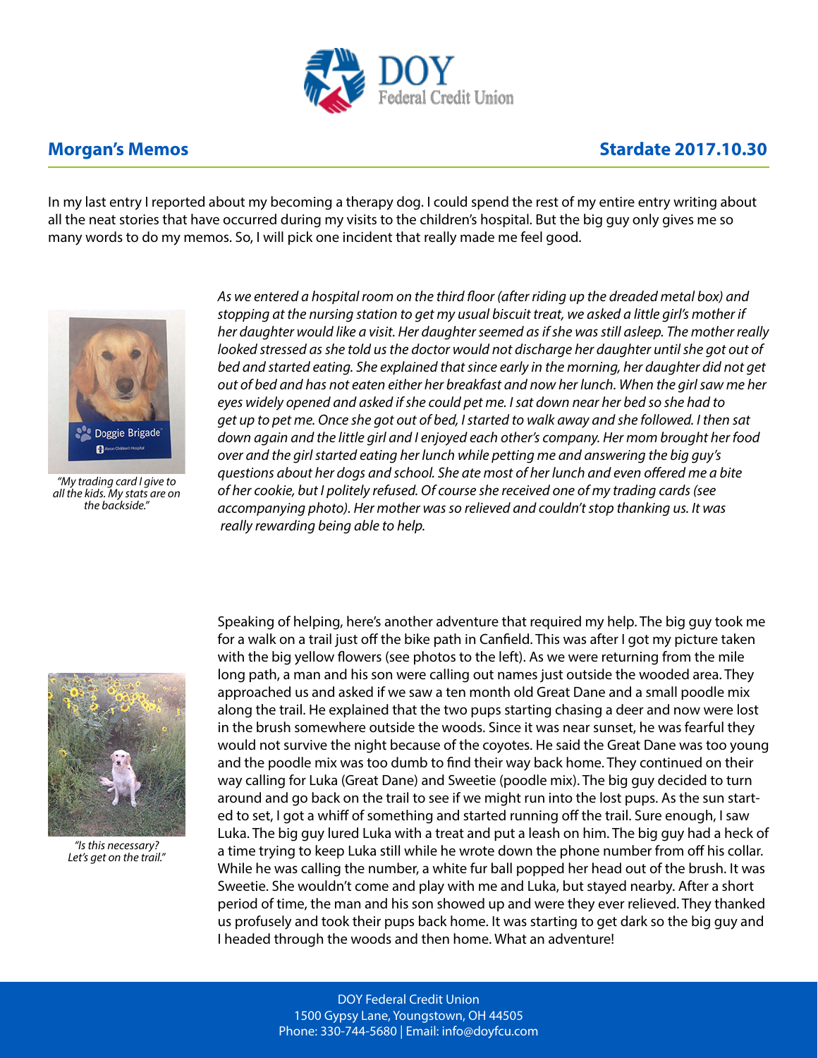DOY Federal Credit Union

## Morgan's Memos

## Stardate 2017.10.30

In my last entry I reported about my becoming a therapy dog. I could spend the rest of my entire entry writing about all the neat stories that have occurred during my visits to the children's hospital. But the big guy only gives me so many words to do my memos. So, I will pick one incident that really made me feel good.

*"My trading card I give to all the kids. My stats are on the backside."*

*As we entered a hospital room on the third floor (after riding up the dreaded metal box) and stopping at the nursing station to get my usual biscuit treat, we asked a little girl's mother if her daughter would like a visit. Her daughter seemed as if she was still asleep. The mother really looked stressed as she told us the doctor would not discharge her daughter until she got out of bed and started eating. She explained that since early in the morning, her daughter did not get out of bed and has not eaten either her breakfast and now her lunch. When the girl saw me her eyes widely opened and asked if she could pet me. I sat down near her bed so she had to get up to pet me. Once she got out of bed, I started to walk away and she followed. I then sat down again and the little girl and I enjoyed each other's company. Her mom brought her food over and the girl started eating her lunch while petting me and answering the big guy's questions about her dogs and school. She ate most of her lunch and even offered me a bite of her cookie, but I politely refused. Of course she received one of my trading cards (see accompanying photo). Her mother was so relieved and couldn't stop thanking us. It was really rewarding being able to help.*

*"Is this necessary? Let's get on the trail."*

Speaking of helping, here's another adventure that required my help. The big guy took me for a walk on a trail just off the bike path in Canfield. This was after I got my picture taken with the big yellow flowers (see photos to the left). As we were returning from the mile long path, a man and his son were calling out names just outside the wooded area. They approached us and asked if we saw a ten month old Great Dane and a small poodle mix along the trail. He explained that the two pups starting chasing a deer and now were lost in the brush somewhere outside the woods. Since it was near sunset, he was fearful they would not survive the night because of the coyotes. He said the Great Dane was too young and the poodle mix was too dumb to find their way back home. They continued on their way calling for Luka (Great Dane) and Sweetie (poodle mix). The big guy decided to turn around and go back on the trail to see if we might run into the lost pups. As the sun started to set, I got a whiff of something and started running off the trail. Sure enough, I saw Luka. The big guy lured Luka with a treat and put a leash on him. The big guy had a heck of a time trying to keep Luka still while he wrote down the phone number from off his collar. While he was calling the number, a white fur ball popped her head out of the brush. It was Sweetie. She wouldn't come and play with me and Luka, but stayed nearby. After a short period of time, the man and his son showed up and were they ever relieved. They thanked us profusely and took their pups back home. It was starting to get dark so the big guy and I headed through the woods and then home. What an adventure!

DOY Federal Credit Union
1500 Gypsy Lane, Youngstown, OH 44505
Phone: 330-744-5680 | Email: info@doyfcu.com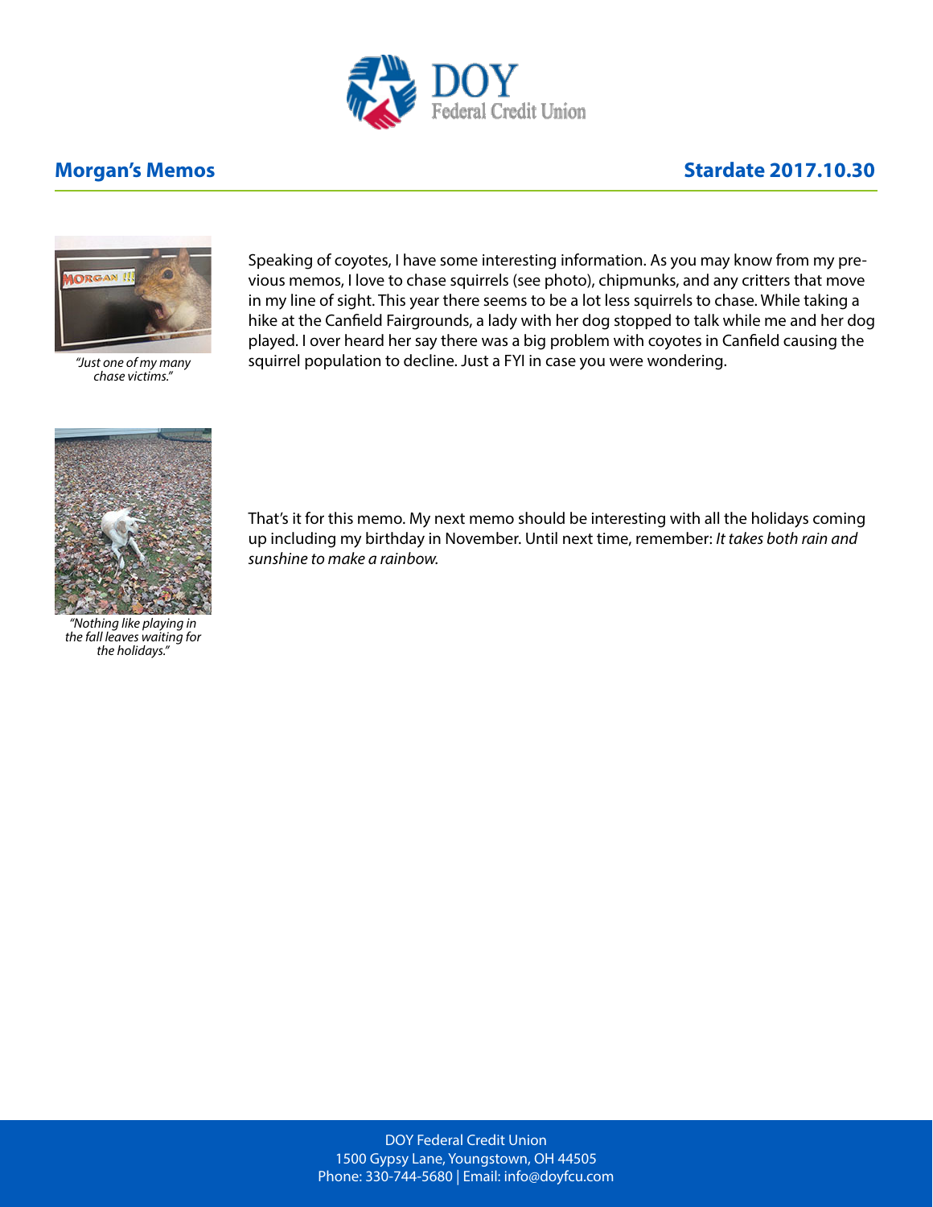## Morgan's Memos

## Stardate 2017.10.30

*"Just one of my many chase victims."*

Speaking of coyotes, I have some interesting information. As you may know from my previous memos, I love to chase squirrels (see photo), chipmunks, and any critters that move in my line of sight. This year there seems to be a lot less squirrels to chase. While taking a hike at the Canfield Fairgrounds, a lady with her dog stopped to talk while me and her dog played. I over heard her say there was a big problem with coyotes in Canfield causing the squirrel population to decline. Just a FYI in case you were wondering.

*"Nothing like playing in the fall leaves waiting for the holidays."*

That's it for this memo. My next memo should be interesting with all the holidays coming up including my birthday in November. Until next time, remember: *It takes both rain and sunshine to make a rainbow.*

DOY Federal Credit Union
1500 Gypsy Lane, Youngstown, OH 44505
Phone: 330-744-5680 | Email: info@doyfcu.com